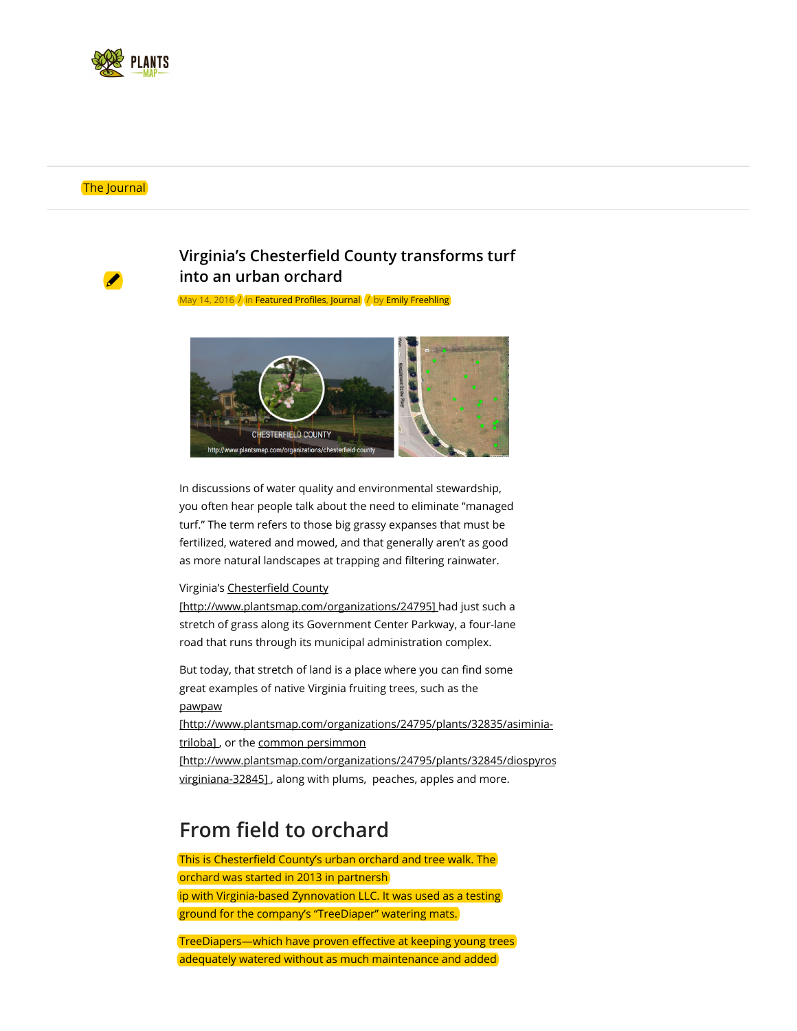The Journal

# Virginia's Chesterfield County transforms turf into an urban orchard

May 14, 2016 / in Featured Profiles, Journal / by Emily Freehling

In discussions of water quality and environmental stewardship, you often hear people talk about the need to eliminate "managed turf." The term refers to those big grassy expanses that must be fertilized, watered and mowed, and that generally aren't as good as more natural landscapes at trapping and filtering rainwater.

Virginia's Chesterfield County [http://www.plantsmap.com/organizations/24795] had just such a stretch of grass along its Government Center Parkway, a four-lane road that runs through its municipal administration complex.

But today, that stretch of land is a place where you can find some great examples of native Virginia fruiting trees, such as the pawpaw [http://www.plantsmap.com/organizations/24795/plants/32835/asiminia-triloba] , or the common persimmon [http://www.plantsmap.com/organizations/24795/plants/32845/diospyros virginiana-32845] , along with plums, peaches, apples and more.

## From field to orchard

This is Chesterfield County's urban orchard and tree walk. The orchard was started in 2013 in partnersh ip with Virginia-based Zynnovation LLC. It was used as a testing ground for the company's "TreeDiaper" watering mats.

TreeDiapers—which have proven effective at keeping young trees adequately watered without as much maintenance and added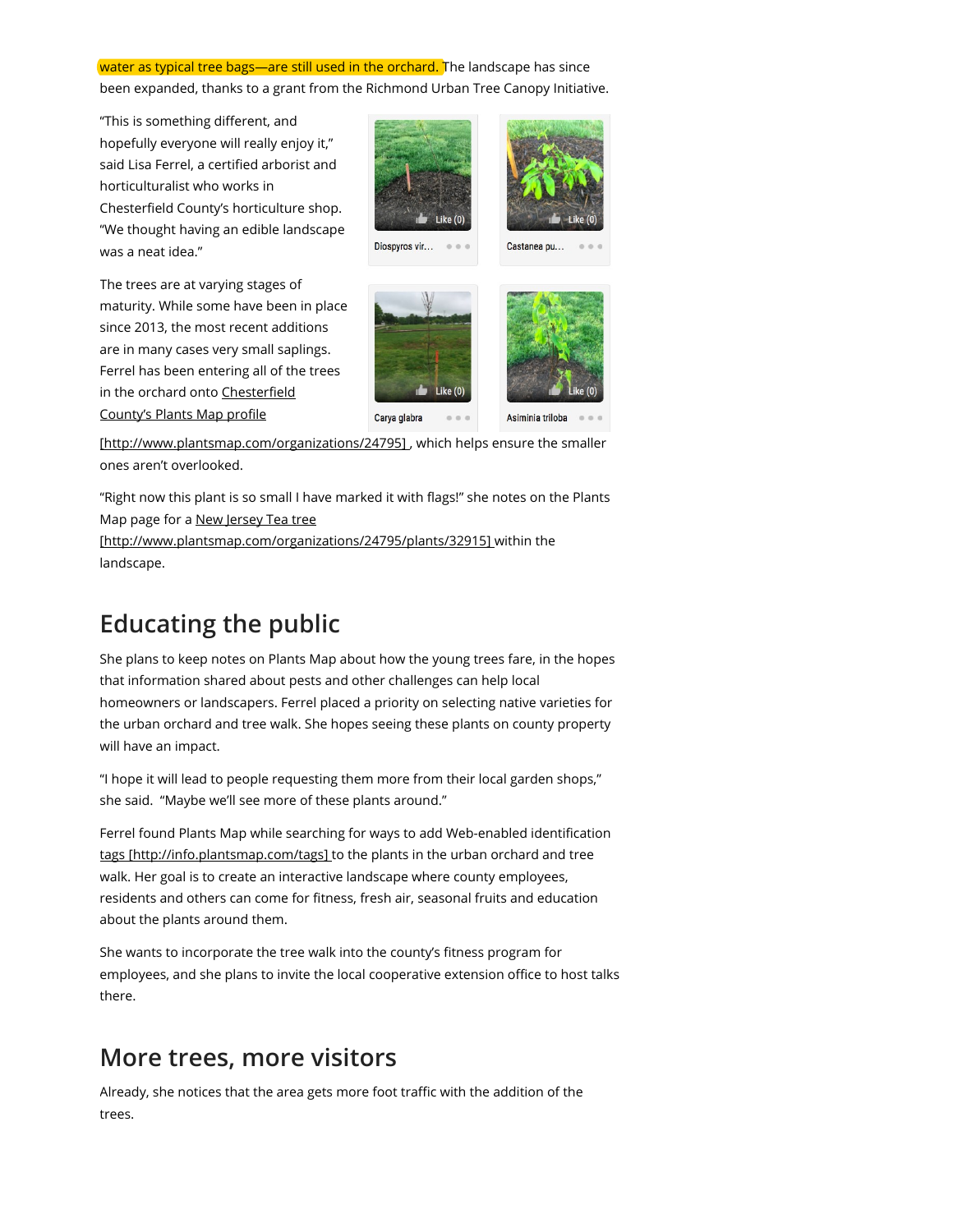water as typical tree bags—are still used in the orchard. The landscape has since been expanded, thanks to a grant from the Richmond Urban Tree Canopy Initiative.

"This is something different, and hopefully everyone will really enjoy it," said Lisa Ferrel, a certified arborist and horticulturalist who works in Chesterfield County's horticulture shop. "We thought having an edible landscape was a neat idea."

Diospyros vir...

Castanea pu...

The trees are at varying stages of maturity. While some have been in place since 2013, the most recent additions are in many cases very small saplings. Ferrel has been entering all of the trees in the orchard onto Chesterfield County's Plants Map profile [http://www.plantsmap.com/organizations/24795] , which helps ensure the smaller ones aren't overlooked.

Carya glabra

Asiminia triloba

"Right now this plant is so small I have marked it with flags!" she notes on the Plants Map page for a New Jersey Tea tree [http://www.plantsmap.com/organizations/24795/plants/32915] within the landscape.

## Educating the public

She plans to keep notes on Plants Map about how the young trees fare, in the hopes that information shared about pests and other challenges can help local homeowners or landscapers. Ferrel placed a priority on selecting native varieties for the urban orchard and tree walk. She hopes seeing these plants on county property will have an impact.

"I hope it will lead to people requesting them more from their local garden shops," she said. "Maybe we'll see more of these plants around."

Ferrel found Plants Map while searching for ways to add Web-enabled identification tags [http://info.plantsmap.com/tags] to the plants in the urban orchard and tree walk. Her goal is to create an interactive landscape where county employees, residents and others can come for fitness, fresh air, seasonal fruits and education about the plants around them.

She wants to incorporate the tree walk into the county's fitness program for employees, and she plans to invite the local cooperative extension office to host talks there.

## More trees, more visitors

Already, she notices that the area gets more foot traffic with the addition of the trees.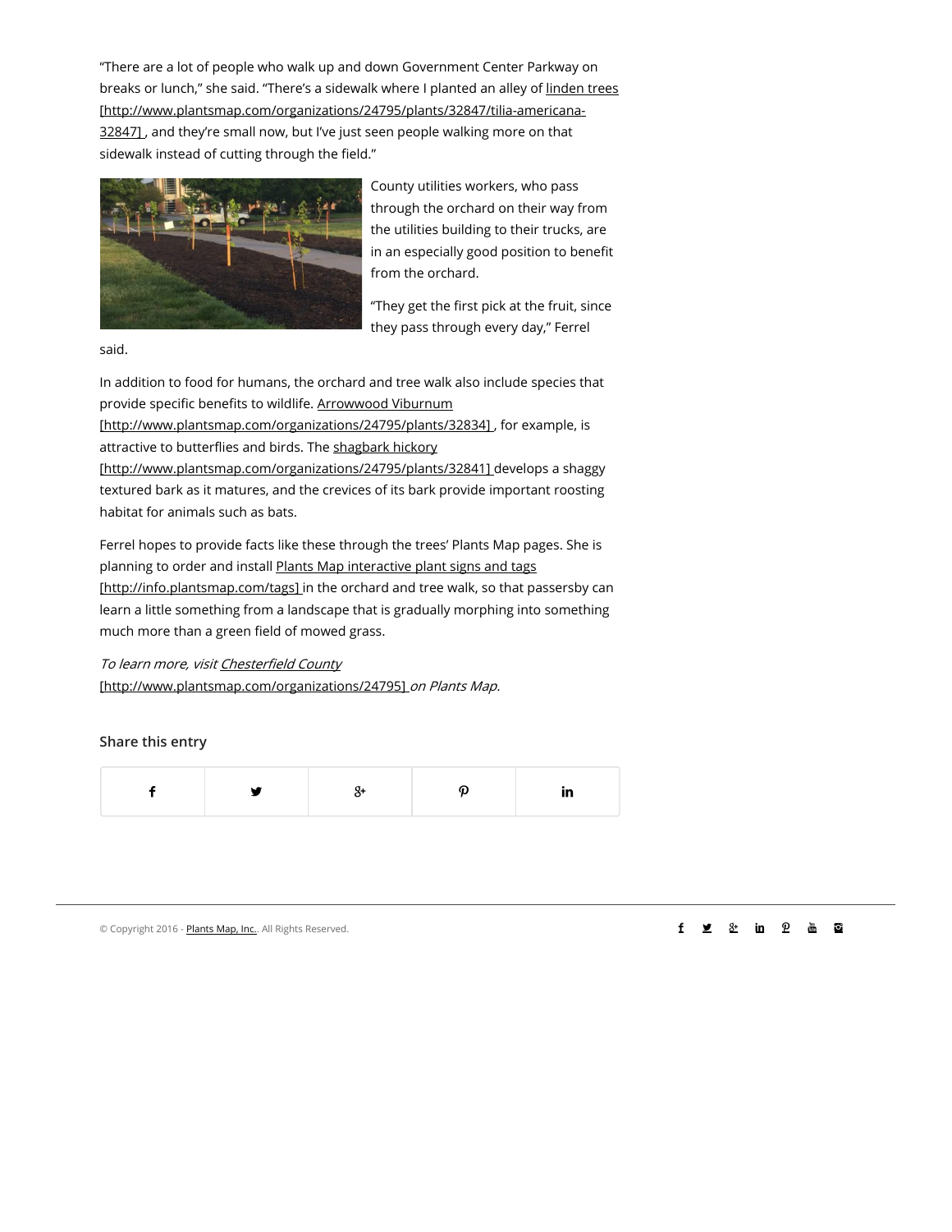“There are a lot of people who walk up and down Government Center Parkway on breaks or lunch,” she said. “There’s a sidewalk where I planted an alley of linden trees [http://www.plantsmap.com/organizations/24795/plants/32847/tilia-americana-32847] , and they’re small now, but I’ve just seen people walking more on that sidewalk instead of cutting through the field.”

County utilities workers, who pass through the orchard on their way from the utilities building to their trucks, are in an especially good position to benefit from the orchard.

“They get the first pick at the fruit, since they pass through every day,” Ferrel said.

In addition to food for humans, the orchard and tree walk also include species that provide specific benefits to wildlife. Arrowwood Viburnum [http://www.plantsmap.com/organizations/24795/plants/32834] , for example, is attractive to butterflies and birds. The shagbark hickory [http://www.plantsmap.com/organizations/24795/plants/32841] develops a shaggy textured bark as it matures, and the crevices of its bark provide important roosting habitat for animals such as bats.

Ferrel hopes to provide facts like these through the trees’ Plants Map pages. She is planning to order and install Plants Map interactive plant signs and tags [http://info.plantsmap.com/tags] in the orchard and tree walk, so that passersby can learn a little something from a landscape that is gradually morphing into something much more than a green field of mowed grass.

*To learn more, visit Chesterfield County [http://www.plantsmap.com/organizations/24795] on Plants Map.*

**Share this entry**

© Copyright 2016 - Plants Map, Inc.. All Rights Reserved.